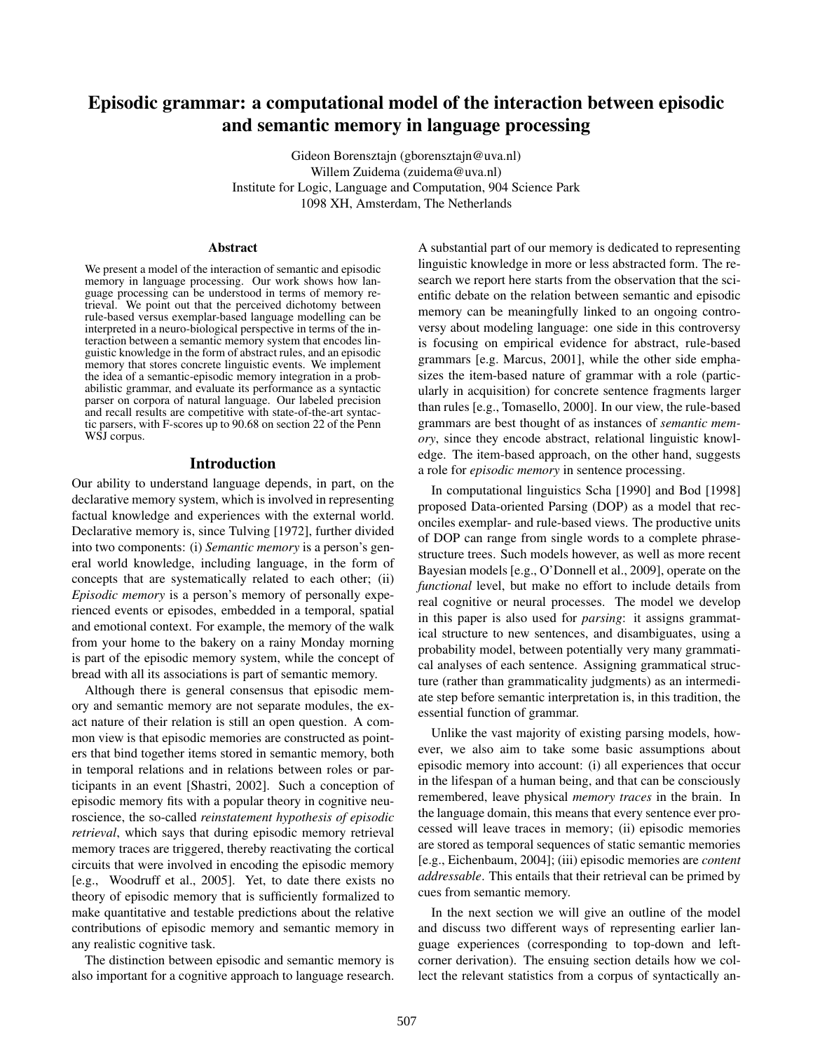# Episodic grammar: a computational model of the interaction between episodic and semantic memory in language processing

Gideon Borensztajn (gborensztajn@uva.nl)
Willem Zuidema (zuidema@uva.nl)
Institute for Logic, Language and Computation, 904 Science Park
1098 XH, Amsterdam, The Netherlands

## Abstract

We present a model of the interaction of semantic and episodic memory in language processing. Our work shows how language processing can be understood in terms of memory retrieval. We point out that the perceived dichotomy between rule-based versus exemplar-based language modelling can be interpreted in a neuro-biological perspective in terms of the interaction between a semantic memory system that encodes linguistic knowledge in the form of abstract rules, and an episodic memory that stores concrete linguistic events. We implement the idea of a semantic-episodic memory integration in a probabilistic grammar, and evaluate its performance as a syntactic parser on corpora of natural language. Our labeled precision and recall results are competitive with state-of-the-art syntactic parsers, with F-scores up to 90.68 on section 22 of the Penn WSJ corpus.

## Introduction

Our ability to understand language depends, in part, on the declarative memory system, which is involved in representing factual knowledge and experiences with the external world. Declarative memory is, since Tulving [1972], further divided into two components: (i) *Semantic memory* is a person's general world knowledge, including language, in the form of concepts that are systematically related to each other; (ii) *Episodic memory* is a person's memory of personally experienced events or episodes, embedded in a temporal, spatial and emotional context. For example, the memory of the walk from your home to the bakery on a rainy Monday morning is part of the episodic memory system, while the concept of bread with all its associations is part of semantic memory.

Although there is general consensus that episodic memory and semantic memory are not separate modules, the exact nature of their relation is still an open question. A common view is that episodic memories are constructed as pointers that bind together items stored in semantic memory, both in temporal relations and in relations between roles or participants in an event [Shastri, 2002]. Such a conception of episodic memory fits with a popular theory in cognitive neuroscience, the so-called *reinstatement hypothesis of episodic retrieval*, which says that during episodic memory retrieval memory traces are triggered, thereby reactivating the cortical circuits that were involved in encoding the episodic memory [e.g., Woodruff et al., 2005]. Yet, to date there exists no theory of episodic memory that is sufficiently formalized to make quantitative and testable predictions about the relative contributions of episodic memory and semantic memory in any realistic cognitive task.

The distinction between episodic and semantic memory is also important for a cognitive approach to language research. A substantial part of our memory is dedicated to representing linguistic knowledge in more or less abstracted form. The research we report here starts from the observation that the scientific debate on the relation between semantic and episodic memory can be meaningfully linked to an ongoing controversy about modeling language: one side in this controversy is focusing on empirical evidence for abstract, rule-based grammars [e.g. Marcus, 2001], while the other side emphasizes the item-based nature of grammar with a role (particularly in acquisition) for concrete sentence fragments larger than rules [e.g., Tomasello, 2000]. In our view, the rule-based grammars are best thought of as instances of *semantic memory*, since they encode abstract, relational linguistic knowledge. The item-based approach, on the other hand, suggests a role for *episodic memory* in sentence processing.

In computational linguistics Scha [1990] and Bod [1998] proposed Data-oriented Parsing (DOP) as a model that reconciles exemplar- and rule-based views. The productive units of DOP can range from single words to a complete phrase-structure trees. Such models however, as well as more recent Bayesian models [e.g., O'Donnell et al., 2009], operate on the *functional* level, but make no effort to include details from real cognitive or neural processes. The model we develop in this paper is also used for *parsing*: it assigns grammatical structure to new sentences, and disambiguates, using a probability model, between potentially very many grammatical analyses of each sentence. Assigning grammatical structure (rather than grammaticality judgments) as an intermediate step before semantic interpretation is, in this tradition, the essential function of grammar.

Unlike the vast majority of existing parsing models, however, we also aim to take some basic assumptions about episodic memory into account: (i) all experiences that occur in the lifespan of a human being, and that can be consciously remembered, leave physical *memory traces* in the brain. In the language domain, this means that every sentence ever processed will leave traces in memory; (ii) episodic memories are stored as temporal sequences of static semantic memories [e.g., Eichenbaum, 2004]; (iii) episodic memories are *content addressable*. This entails that their retrieval can be primed by cues from semantic memory.

In the next section we will give an outline of the model and discuss two different ways of representing earlier language experiences (corresponding to top-down and left-corner derivation). The ensuing section details how we collect the relevant statistics from a corpus of syntactically an-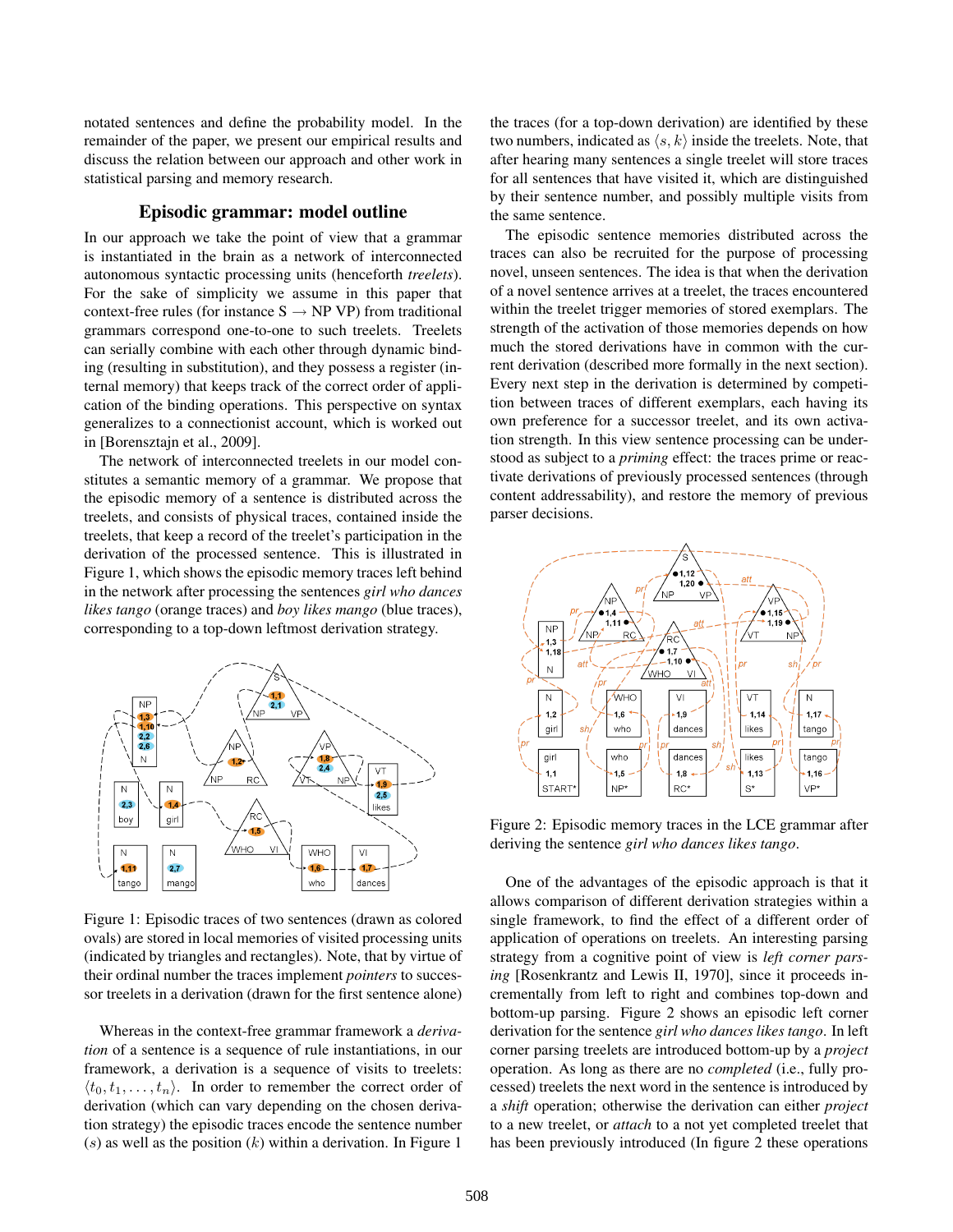notated sentences and define the probability model. In the remainder of the paper, we present our empirical results and discuss the relation between our approach and other work in statistical parsing and memory research.

## Episodic grammar: model outline

In our approach we take the point of view that a grammar is instantiated in the brain as a network of interconnected autonomous syntactic processing units (henceforth *treelets*). For the sake of simplicity we assume in this paper that context-free rules (for instance S → NP VP) from traditional grammars correspond one-to-one to such treelets. Treelets can serially combine with each other through dynamic binding (resulting in substitution), and they possess a register (internal memory) that keeps track of the correct order of application of the binding operations. This perspective on syntax generalizes to a connectionist account, which is worked out in [Borensztajn et al., 2009].

The network of interconnected treelets in our model constitutes a semantic memory of a grammar. We propose that the episodic memory of a sentence is distributed across the treelets, and consists of physical traces, contained inside the treelets, that keep a record of the treelet's participation in the derivation of the processed sentence. This is illustrated in Figure 1, which shows the episodic memory traces left behind in the network after processing the sentences *girl who dances likes tango* (orange traces) and *boy likes mango* (blue traces), corresponding to a top-down leftmost derivation strategy.

Figure 1: Episodic traces of two sentences (drawn as colored ovals) are stored in local memories of visited processing units (indicated by triangles and rectangles). Note, that by virtue of their ordinal number the traces implement *pointers* to successor treelets in a derivation (drawn for the first sentence alone)

Whereas in the context-free grammar framework a *derivation* of a sentence is a sequence of rule instantiations, in our framework, a derivation is a sequence of visits to treelets: $\langle t_0, t_1, \ldots, t_n \rangle$. In order to remember the correct order of derivation (which can vary depending on the chosen derivation strategy) the episodic traces encode the sentence number ($s$) as well as the position ($k$) within a derivation. In Figure 1 the traces (for a top-down derivation) are identified by these two numbers, indicated as $\langle s, k \rangle$ inside the treelets. Note, that after hearing many sentences a single treelet will store traces for all sentences that have visited it, which are distinguished by their sentence number, and possibly multiple visits from the same sentence.

The episodic sentence memories distributed across the traces can also be recruited for the purpose of processing novel, unseen sentences. The idea is that when the derivation of a novel sentence arrives at a treelet, the traces encountered within the treelet trigger memories of stored exemplars. The strength of the activation of those memories depends on how much the stored derivations have in common with the current derivation (described more formally in the next section). Every next step in the derivation is determined by competition between traces of different exemplars, each having its own preference for a successor treelet, and its own activation strength. In this view sentence processing can be understood as subject to a *priming* effect: the traces prime or reactivate derivations of previously processed sentences (through content addressability), and restore the memory of previous parser decisions.

Figure 2: Episodic memory traces in the LCE grammar after deriving the sentence *girl who dances likes tango*.

One of the advantages of the episodic approach is that it allows comparison of different derivation strategies within a single framework, to find the effect of a different order of application of operations on treelets. An interesting parsing strategy from a cognitive point of view is *left corner parsing* [Rosenkrantz and Lewis II, 1970], since it proceeds incrementally from left to right and combines top-down and bottom-up parsing. Figure 2 shows an episodic left corner derivation for the sentence *girl who dances likes tango*. In left corner parsing treelets are introduced bottom-up by a *project* operation. As long as there are no *completed* (i.e., fully processed) treelets the next word in the sentence is introduced by a *shift* operation; otherwise the derivation can either *project* to a new treelet, or *attach* to a not yet completed treelet that has been previously introduced (In figure 2 these operations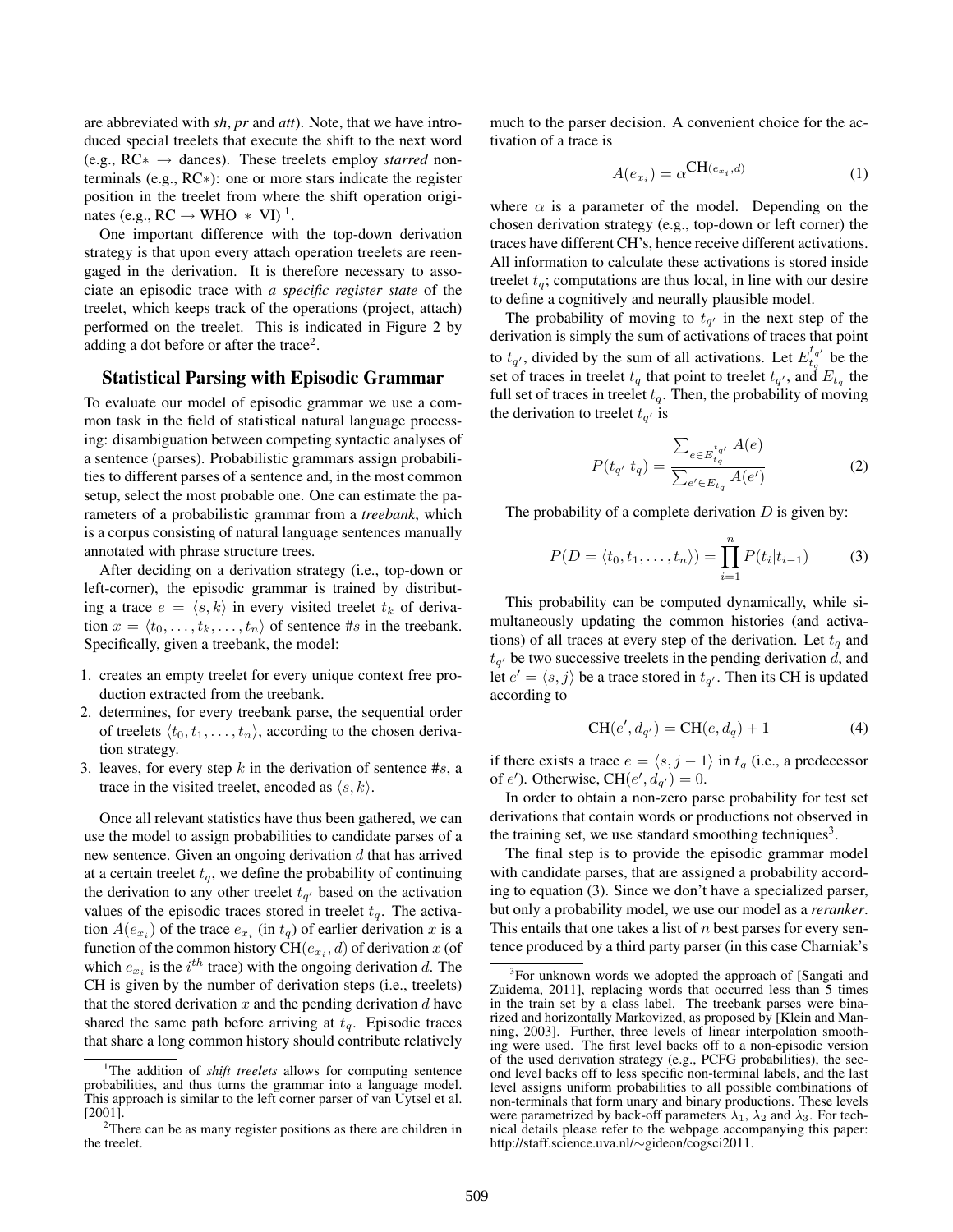are abbreviated with *sh*, *pr* and *att*). Note, that we have introduced special treelets that execute the shift to the next word (e.g., RC∗ → dances). These treelets employ *starred* nonterminals (e.g., RC∗): one or more stars indicate the register position in the treelet from where the shift operation originates (e.g., RC → WHO ∗ VI) [1].

One important difference with the top-down derivation strategy is that upon every attach operation treelets are reengaged in the derivation. It is therefore necessary to associate an episodic trace with *a specific register state* of the treelet, which keeps track of the operations (project, attach) performed on the treelet. This is indicated in Figure 2 by adding a dot before or after the trace[2].

## Statistical Parsing with Episodic Grammar

To evaluate our model of episodic grammar we use a common task in the field of statistical natural language processing: disambiguation between competing syntactic analyses of a sentence (parses). Probabilistic grammars assign probabilities to different parses of a sentence and, in the most common setup, select the most probable one. One can estimate the parameters of a probabilistic grammar from a *treebank*, which is a corpus consisting of natural language sentences manually annotated with phrase structure trees.

After deciding on a derivation strategy (i.e., top-down or left-corner), the episodic grammar is trained by distributing a trace $e = \langle s, k \rangle$ in every visited treelet $t_k$ of derivation $x = \langle t_0, \ldots, t_k, \ldots, t_n \rangle$ of sentence #$s$ in the treebank. Specifically, given a treebank, the model:

1. creates an empty treelet for every unique context free production extracted from the treebank.
2. determines, for every treebank parse, the sequential order of treelets $\langle t_0, t_1, \ldots, t_n \rangle$, according to the chosen derivation strategy.
3. leaves, for every step $k$ in the derivation of sentence #$s$, a trace in the visited treelet, encoded as $\langle s, k \rangle$.

Once all relevant statistics have thus been gathered, we can use the model to assign probabilities to candidate parses of a new sentence. Given an ongoing derivation $d$ that has arrived at a certain treelet $t_q$, we define the probability of continuing the derivation to any other treelet $t_{q'}$ based on the activation values of the episodic traces stored in treelet $t_q$. The activation $A(e_{x_i})$ of the trace $e_{x_i}$ (in $t_q$) of earlier derivation $x$ is a function of the common history $\text{CH}(e_{x_i}, d)$ of derivation $x$ (of which $e_{x_i}$ is the $i^{th}$ trace) with the ongoing derivation $d$. The CH is given by the number of derivation steps (i.e., treelets) that the stored derivation $x$ and the pending derivation $d$ have shared the same path before arriving at $t_q$. Episodic traces that share a long common history should contribute relatively much to the parser decision. A convenient choice for the activation of a trace is

$$A(e_{x_i}) = \alpha^{\text{CH}(e_{x_i}, d)} \tag{1}$$

where $\alpha$ is a parameter of the model. Depending on the chosen derivation strategy (e.g., top-down or left corner) the traces have different CH's, hence receive different activations. All information to calculate these activations is stored inside treelet $t_q$; computations are thus local, in line with our desire to define a cognitively and neurally plausible model.

The probability of moving to $t_{q'}$ in the next step of the derivation is simply the sum of activations of traces that point to $t_{q'}$, divided by the sum of all activations. Let $E_{t_q}^{t_{q'}}$ be the set of traces in treelet $t_q$ that point to treelet $t_{q'}$, and $E_{t_q}$ the full set of traces in treelet $t_q$. Then, the probability of moving the derivation to treelet $t_{q'}$ is

$$P(t_{q'} | t_q) = \frac{\sum_{e \in E_{t_q}^{t_{q'}}} A(e)}{\sum_{e' \in E_{t_q}} A(e')} \tag{2}$$

The probability of a complete derivation $D$ is given by:

$$P(D = \langle t_0, t_1, \ldots, t_n \rangle) = \prod_{i=1}^{n} P(t_i | t_{i-1}) \tag{3}$$

This probability can be computed dynamically, while simultaneously updating the common histories (and activations) of all traces at every step of the derivation. Let $t_q$ and $t_{q'}$ be two successive treelets in the pending derivation $d$, and let $e' = \langle s, j \rangle$ be a trace stored in $t_{q'}$. Then its CH is updated according to

$$\text{CH}(e', d_{q'}) = \text{CH}(e, d_q) + 1 \tag{4}$$

if there exists a trace $e = \langle s, j-1 \rangle$ in $t_q$ (i.e., a predecessor of $e'$). Otherwise, $\text{CH}(e', d_{q'}) = 0$.

In order to obtain a non-zero parse probability for test set derivations that contain words or productions not observed in the training set, we use standard smoothing techniques[3].

The final step is to provide the episodic grammar model with candidate parses, that are assigned a probability according to equation (3). Since we don't have a specialized parser, but only a probability model, we use our model as a *reranker*. This entails that one takes a list of $n$ best parses for every sentence produced by a third party parser (in this case Charniak's

---

[1] The addition of *shift treelets* allows for computing sentence probabilities, and thus turns the grammar into a language model. This approach is similar to the left corner parser of van Uytsel et al. [2001].

[2] There can be as many register positions as there are children in the treelet.

[3] For unknown words we adopted the approach of [Sangati and Zuidema, 2011], replacing words that occurred less than 5 times in the train set by a class label. The treebank parses were binarized and horizontally Markovized, as proposed by [Klein and Manning, 2003]. Further, three levels of linear interpolation smoothing were used. The first level backs off to a non-episodic version of the used derivation strategy (e.g., PCFG probabilities), the second level backs off to less specific non-terminal labels, and the last level assigns uniform probabilities to all possible combinations of non-terminals that form unary and binary productions. These levels were parametrized by back-off parameters $\lambda_1$, $\lambda_2$ and $\lambda_3$. For technical details please refer to the webpage accompanying this paper: http://staff.science.uva.nl/∼gideon/cogsci2011.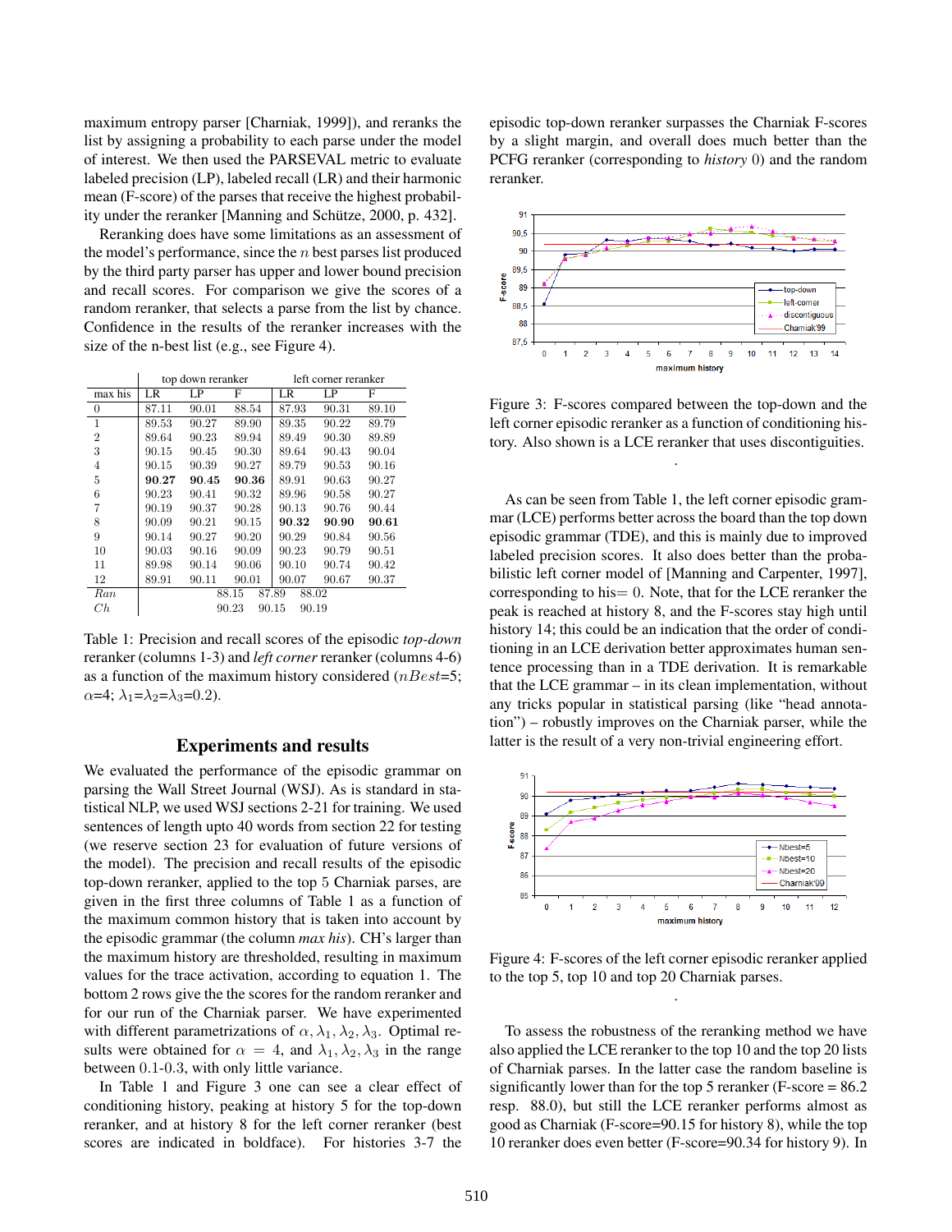maximum entropy parser [Charniak, 1999]), and reranks the list by assigning a probability to each parse under the model of interest. We then used the PARSEVAL metric to evaluate labeled precision (LP), labeled recall (LR) and their harmonic mean (F-score) of the parses that receive the highest probability under the reranker [Manning and Schütze, 2000, p. 432].

Reranking does have some limitations as an assessment of the model's performance, since the $n$ best parses list produced by the third party parser has upper and lower bound precision and recall scores. For comparison we give the scores of a random reranker, that selects a parse from the list by chance. Confidence in the results of the reranker increases with the size of the n-best list (e.g., see Figure 4).

| | top down reranker | | | left corner reranker | | |
|---|---|---|---|---|---|---|
| max his | LR | LP | F | LR | LP | F |
| 0 | 87.11 | 90.01 | 88.54 | 87.93 | 90.31 | 89.10 |
| 1 | 89.53 | 90.27 | 89.90 | 89.35 | 90.22 | 89.79 |
| 2 | 89.64 | 90.23 | 89.94 | 89.49 | 90.30 | 89.89 |
| 3 | 90.15 | 90.45 | 90.30 | 89.64 | 90.43 | 90.04 |
| 4 | 90.15 | 90.39 | 90.27 | 89.79 | 90.53 | 90.16 |
| 5 | **90.27** | **90.45** | **90.36** | 89.91 | 90.63 | 90.27 |
| 6 | 90.23 | 90.41 | 90.32 | 89.96 | 90.58 | 90.27 |
| 7 | 90.19 | 90.37 | 90.28 | 90.13 | 90.76 | 90.44 |
| 8 | 90.09 | 90.21 | 90.15 | **90.32** | **90.90** | **90.61** |
| 9 | 90.14 | 90.27 | 90.20 | 90.29 | 90.84 | 90.56 |
| 10 | 90.03 | 90.16 | 90.09 | 90.23 | 90.79 | 90.51 |
| 11 | 89.98 | 90.14 | 90.06 | 90.10 | 90.74 | 90.42 |
| 12 | 89.91 | 90.11 | 90.01 | 90.07 | 90.67 | 90.37 |
| *Ran* | | 88.15 | 87.89 | 88.02 | | |
| *Ch* | | 90.23 | 90.15 | 90.19 | | |

Table 1: Precision and recall scores of the episodic *top-down* reranker (columns 1-3) and *left corner* reranker (columns 4-6) as a function of the maximum history considered ($nBest$=5; $\alpha$=4; $\lambda_1$=$\lambda_2$=$\lambda_3$=0.2).

## Experiments and results

We evaluated the performance of the episodic grammar on parsing the Wall Street Journal (WSJ). As is standard in statistical NLP, we used WSJ sections 2-21 for training. We used sentences of length upto 40 words from section 22 for testing (we reserve section 23 for evaluation of future versions of the model). The precision and recall results of the episodic top-down reranker, applied to the top 5 Charniak parses, are given in the first three columns of Table 1 as a function of the maximum common history that is taken into account by the episodic grammar (the column *max his*). CH's larger than the maximum history are thresholded, resulting in maximum values for the trace activation, according to equation 1. The bottom 2 rows give the scores for the random reranker and for our run of the Charniak parser. We have experimented with different parametrizations of $\alpha, \lambda_1, \lambda_2, \lambda_3$. Optimal results were obtained for $\alpha = 4$, and $\lambda_1, \lambda_2, \lambda_3$ in the range between 0.1-0.3, with only little variance.

In Table 1 and Figure 3 one can see a clear effect of conditioning history, peaking at history 5 for the top-down reranker, and at history 8 for the left corner reranker (best scores are indicated in boldface). For histories 3-7 the episodic top-down reranker surpasses the Charniak F-scores by a slight margin, and overall does much better than the PCFG reranker (corresponding to *history* 0) and the random reranker.

Figure 3: F-scores compared between the top-down and the left corner episodic reranker as a function of conditioning history. Also shown is a LCE reranker that uses discontiguities.

As can be seen from Table 1, the left corner episodic grammar (LCE) performs better across the board than the top down episodic grammar (TDE), and this is mainly due to improved labeled precision scores. It also does better than the probabilistic left corner model of [Manning and Carpenter, 1997], corresponding to his= 0. Note, that for the LCE reranker the peak is reached at history 8, and the F-scores stay high until history 14; this could be an indication that the order of conditioning in an LCE derivation better approximates human sentence processing than in a TDE derivation. It is remarkable that the LCE grammar – in its clean implementation, without any tricks popular in statistical parsing (like "head annotation") – robustly improves on the Charniak parser, while the latter is the result of a very non-trivial engineering effort.

Figure 4: F-scores of the left corner episodic reranker applied to the top 5, top 10 and top 20 Charniak parses.

To assess the robustness of the reranking method we have also applied the LCE reranker to the top 10 and the top 20 lists of Charniak parses. In the latter case the random baseline is significantly lower than for the top 5 reranker (F-score = 86.2 resp. 88.0), but still the LCE reranker performs almost as good as Charniak (F-score=90.15 for history 8), while the top 10 reranker does even better (F-score=90.34 for history 9). In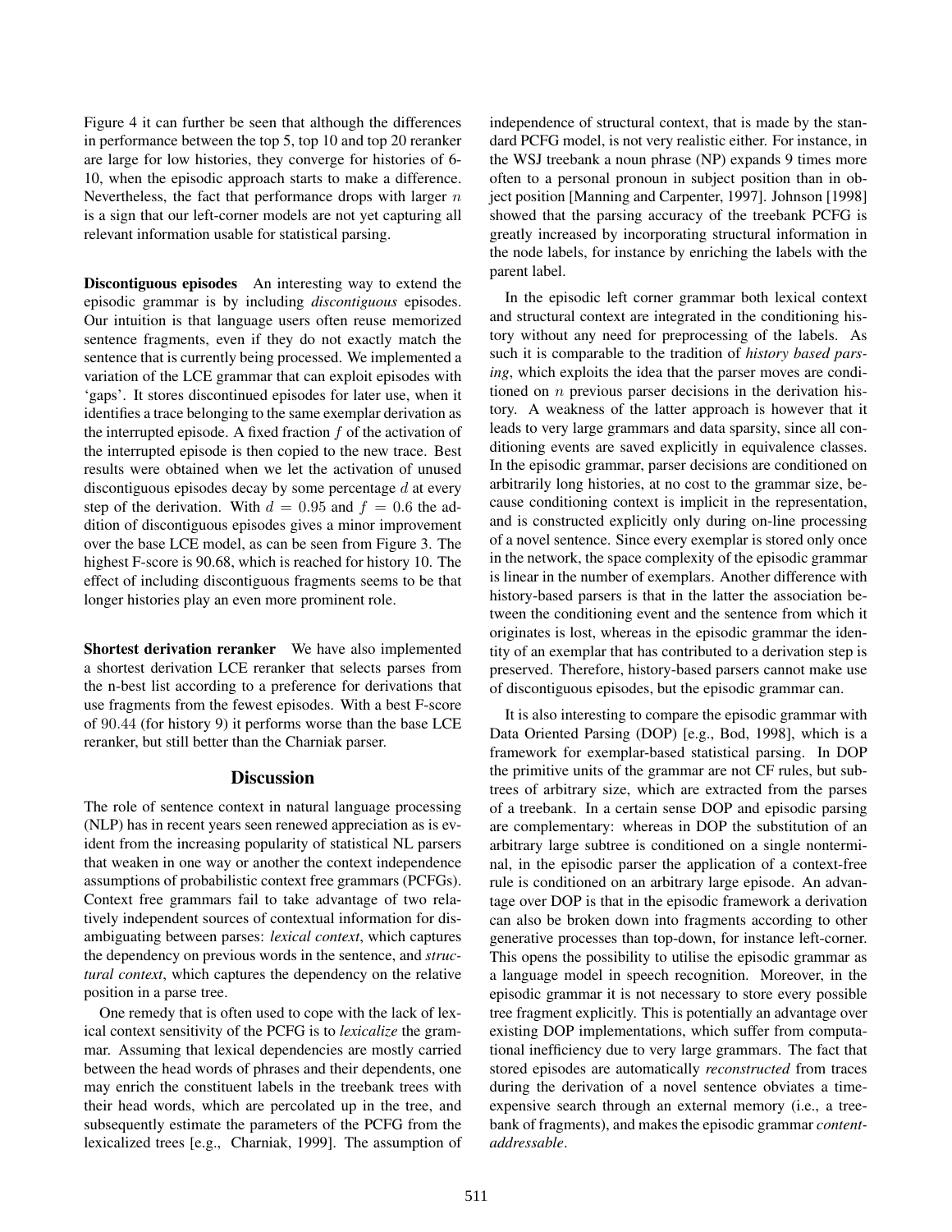Figure 4 it can further be seen that although the differences in performance between the top 5, top 10 and top 20 reranker are large for low histories, they converge for histories of 6-10, when the episodic approach starts to make a difference. Nevertheless, the fact that performance drops with larger $n$ is a sign that our left-corner models are not yet capturing all relevant information usable for statistical parsing.

**Discontiguous episodes** An interesting way to extend the episodic grammar is by including *discontiguous* episodes. Our intuition is that language users often reuse memorized sentence fragments, even if they do not exactly match the sentence that is currently being processed. We implemented a variation of the LCE grammar that can exploit episodes with 'gaps'. It stores discontinued episodes for later use, when it identifies a trace belonging to the same exemplar derivation as the interrupted episode. A fixed fraction $f$ of the activation of the interrupted episode is then copied to the new trace. Best results were obtained when we let the activation of unused discontiguous episodes decay by some percentage $d$ at every step of the derivation. With $d = 0.95$ and $f = 0.6$ the addition of discontiguous episodes gives a minor improvement over the base LCE model, as can be seen from Figure 3. The highest F-score is 90.68, which is reached for history 10. The effect of including discontiguous fragments seems to be that longer histories play an even more prominent role.

**Shortest derivation reranker** We have also implemented a shortest derivation LCE reranker that selects parses from the n-best list according to a preference for derivations that use fragments from the fewest episodes. With a best F-score of 90.44 (for history 9) it performs worse than the base LCE reranker, but still better than the Charniak parser.

## Discussion

The role of sentence context in natural language processing (NLP) has in recent years seen renewed appreciation as is evident from the increasing popularity of statistical NL parsers that weaken in one way or another the context independence assumptions of probabilistic context free grammars (PCFGs). Context free grammars fail to take advantage of two relatively independent sources of contextual information for disambiguating between parses: *lexical context*, which captures the dependency on previous words in the sentence, and *structural context*, which captures the dependency on the relative position in a parse tree.

One remedy that is often used to cope with the lack of lexical context sensitivity of the PCFG is to *lexicalize* the grammar. Assuming that lexical dependencies are mostly carried between the head words of phrases and their dependents, one may enrich the constituent labels in the treebank trees with their head words, which are percolated up in the tree, and subsequently estimate the parameters of the PCFG from the lexicalized trees [e.g., Charniak, 1999]. The assumption of independence of structural context, that is made by the standard PCFG model, is not very realistic either. For instance, in the WSJ treebank a noun phrase (NP) expands 9 times more often to a personal pronoun in subject position than in object position [Manning and Carpenter, 1997]. Johnson [1998] showed that the parsing accuracy of the treebank PCFG is greatly increased by incorporating structural information in the node labels, for instance by enriching the labels with the parent label.

In the episodic left corner grammar both lexical context and structural context are integrated in the conditioning history without any need for preprocessing of the labels. As such it is comparable to the tradition of *history based parsing*, which exploits the idea that the parser moves are conditioned on $n$ previous parser decisions in the derivation history. A weakness of the latter approach is however that it leads to very large grammars and data sparsity, since all conditioning events are saved explicitly in equivalence classes. In the episodic grammar, parser decisions are conditioned on arbitrarily long histories, at no cost to the grammar size, because conditioning context is implicit in the representation, and is constructed explicitly only during on-line processing of a novel sentence. Since every exemplar is stored only once in the network, the space complexity of the episodic grammar is linear in the number of exemplars. Another difference with history-based parsers is that in the latter the association between the conditioning event and the sentence from which it originates is lost, whereas in the episodic grammar the identity of an exemplar that has contributed to a derivation step is preserved. Therefore, history-based parsers cannot make use of discontiguous episodes, but the episodic grammar can.

It is also interesting to compare the episodic grammar with Data Oriented Parsing (DOP) [e.g., Bod, 1998], which is a framework for exemplar-based statistical parsing. In DOP the primitive units of the grammar are not CF rules, but subtrees of arbitrary size, which are extracted from the parses of a treebank. In a certain sense DOP and episodic parsing are complementary: whereas in DOP the substitution of an arbitrary large subtree is conditioned on a single nonterminal, in the episodic parser the application of a context-free rule is conditioned on an arbitrary large episode. An advantage over DOP is that in the episodic framework a derivation can also be broken down into fragments according to other generative processes than top-down, for instance left-corner. This opens the possibility to utilise the episodic grammar as a language model in speech recognition. Moreover, in the episodic grammar it is not necessary to store every possible tree fragment explicitly. This is potentially an advantage over existing DOP implementations, which suffer from computational inefficiency due to very large grammars. The fact that stored episodes are automatically *reconstructed* from traces during the derivation of a novel sentence obviates a time-expensive search through an external memory (i.e., a treebank of fragments), and makes the episodic grammar *content-addressable*.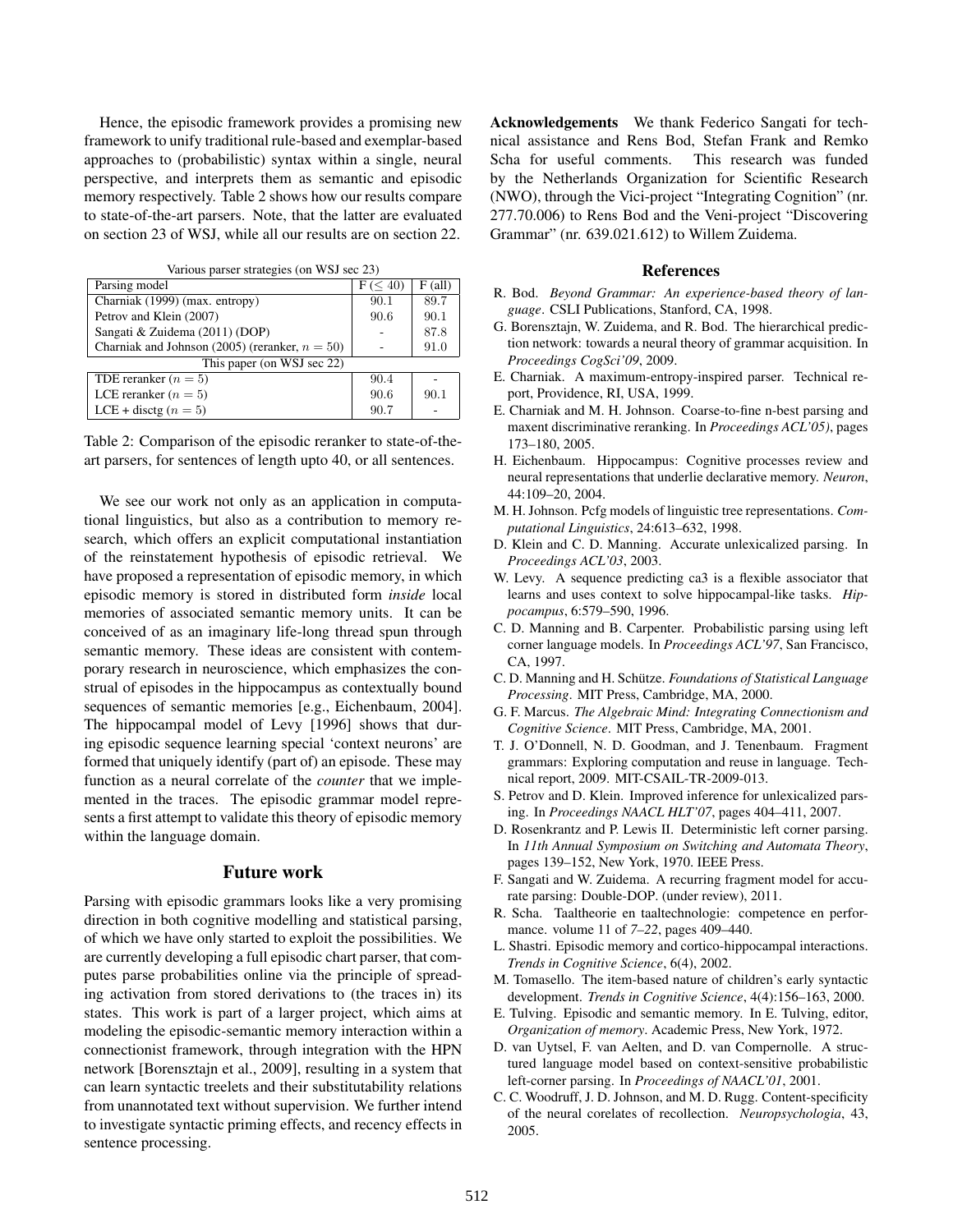Hence, the episodic framework provides a promising new framework to unify traditional rule-based and exemplar-based approaches to (probabilistic) syntax within a single, neural perspective, and interprets them as semantic and episodic memory respectively. Table 2 shows how our results compare to state-of-the-art parsers. Note, that the latter are evaluated on section 23 of WSJ, while all our results are on section 22.

Various parser strategies (on WSJ sec 23)

| Parsing model | F ($\leq$ 40) | F (all) |
|---|---|---|
| Charniak (1999) (max. entropy) | 90.1 | 89.7 |
| Petrov and Klein (2007) | 90.6 | 90.1 |
| Sangati & Zuidema (2011) (DOP) | - | 87.8 |
| Charniak and Johnson (2005) (reranker, $n = 50$) | - | 91.0 |
| This paper (on WSJ sec 22) | | |
| TDE reranker ($n = 5$) | 90.4 | - |
| LCE reranker ($n = 5$) | 90.6 | 90.1 |
| LCE + disctg ($n = 5$) | 90.7 | - |

Table 2: Comparison of the episodic reranker to state-of-the-art parsers, for sentences of length upto 40, or all sentences.

We see our work not only as an application in computational linguistics, but also as a contribution to memory research, which offers an explicit computational instantiation of the reinstatement hypothesis of episodic retrieval. We have proposed a representation of episodic memory, in which episodic memory is stored in distributed form *inside* local memories of associated semantic memory units. It can be conceived of as an imaginary life-long thread spun through semantic memory. These ideas are consistent with contemporary research in neuroscience, which emphasizes the construal of episodes in the hippocampus as contextually bound sequences of semantic memories [e.g., Eichenbaum, 2004]. The hippocampal model of Levy [1996] shows that during episodic sequence learning special 'context neurons' are formed that uniquely identify (part of) an episode. These may function as a neural correlate of the *counter* that we implemented in the traces. The episodic grammar model represents a first attempt to validate this theory of episodic memory within the language domain.

## Future work

Parsing with episodic grammars looks like a very promising direction in both cognitive modelling and statistical parsing, of which we have only started to exploit the possibilities. We are currently developing a full episodic chart parser, that computes parse probabilities online via the principle of spreading activation from stored derivations to (the traces in) its states. This work is part of a larger project, which aims at modeling the episodic-semantic memory interaction within a connectionist framework, through integration with the HPN network [Borensztajn et al., 2009], resulting in a system that can learn syntactic treelets and their substitutability relations from unannotated text without supervision. We further intend to investigate syntactic priming effects, and recency effects in sentence processing.

**Acknowledgements** We thank Federico Sangati for technical assistance and Rens Bod, Stefan Frank and Remko Scha for useful comments. This research was funded by the Netherlands Organization for Scientific Research (NWO), through the Vici-project "Integrating Cognition" (nr. 277.70.006) to Rens Bod and the Veni-project "Discovering Grammar" (nr. 639.021.612) to Willem Zuidema.

## References

R. Bod. *Beyond Grammar: An experience-based theory of language*. CSLI Publications, Stanford, CA, 1998.

G. Borensztajn, W. Zuidema, and R. Bod. The hierarchical prediction network: towards a neural theory of grammar acquisition. In *Proceedings CogSci'09*, 2009.

E. Charniak. A maximum-entropy-inspired parser. Technical report, Providence, RI, USA, 1999.

E. Charniak and M. H. Johnson. Coarse-to-fine n-best parsing and maxent discriminative reranking. In *Proceedings ACL'05)*, pages 173–180, 2005.

H. Eichenbaum. Hippocampus: Cognitive processes review and neural representations that underlie declarative memory. *Neuron*, 44:109–20, 2004.

M. H. Johnson. Pcfg models of linguistic tree representations. *Computational Linguistics*, 24:613–632, 1998.

D. Klein and C. D. Manning. Accurate unlexicalized parsing. In *Proceedings ACL'03*, 2003.

W. Levy. A sequence predicting ca3 is a flexible associator that learns and uses context to solve hippocampal-like tasks. *Hippocampus*, 6:579–590, 1996.

C. D. Manning and B. Carpenter. Probabilistic parsing using left corner language models. In *Proceedings ACL'97*, San Francisco, CA, 1997.

C. D. Manning and H. Schütze. *Foundations of Statistical Language Processing*. MIT Press, Cambridge, MA, 2000.

G. F. Marcus. *The Algebraic Mind: Integrating Connectionism and Cognitive Science*. MIT Press, Cambridge, MA, 2001.

T. J. O'Donnell, N. D. Goodman, and J. Tenenbaum. Fragment grammars: Exploring computation and reuse in language. Technical report, 2009. MIT-CSAIL-TR-2009-013.

S. Petrov and D. Klein. Improved inference for unlexicalized parsing. In *Proceedings NAACL HLT'07*, pages 404–411, 2007.

D. Rosenkrantz and P. Lewis II. Deterministic left corner parsing. In *11th Annual Symposium on Switching and Automata Theory*, pages 139–152, New York, 1970. IEEE Press.

F. Sangati and W. Zuidema. A recurring fragment model for accurate parsing: Double-DOP. (under review), 2011.

R. Scha. Taaltheorie en taaltechnologie: competence en performance. volume 11 of *7–22*, pages 409–440.

L. Shastri. Episodic memory and cortico-hippocampal interactions. *Trends in Cognitive Science*, 6(4), 2002.

M. Tomasello. The item-based nature of children's early syntactic development. *Trends in Cognitive Science*, 4(4):156–163, 2000.

E. Tulving. Episodic and semantic memory. In E. Tulving, editor, *Organization of memory*. Academic Press, New York, 1972.

D. van Uytsel, F. van Aelten, and D. van Compernolle. A structured language model based on context-sensitive probabilistic left-corner parsing. In *Proceedings of NAACL'01*, 2001.

C. C. Woodruff, J. D. Johnson, and M. D. Rugg. Content-specificity of the neural corelates of recollection. *Neuropsychologia*, 43, 2005.